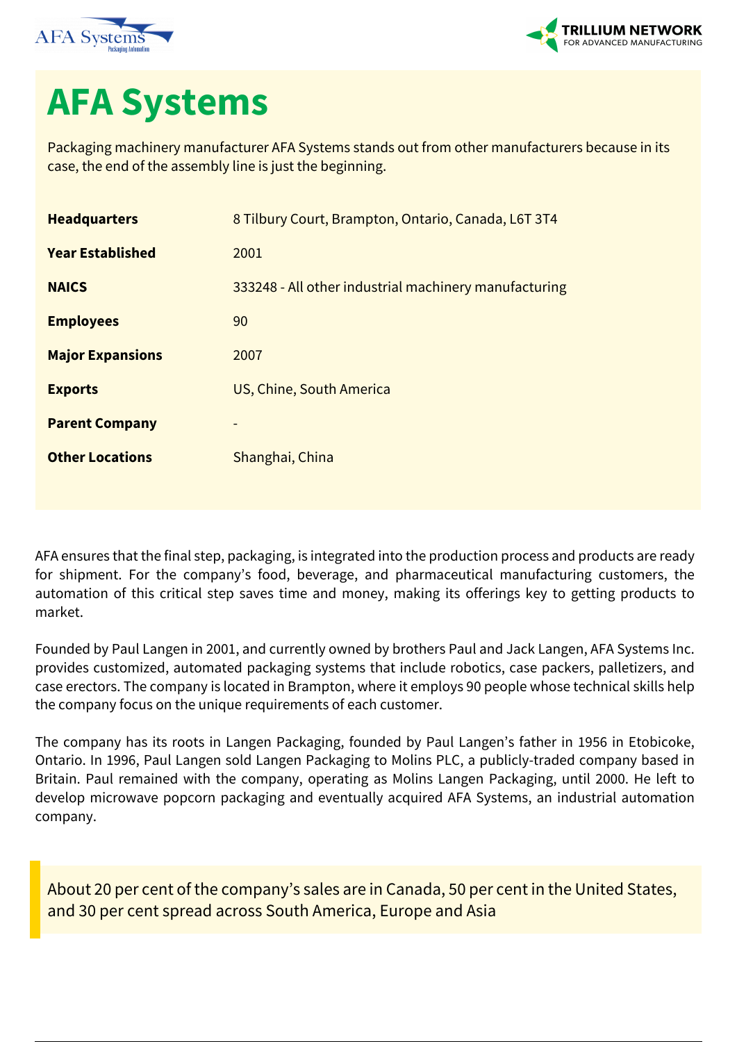# AFA Systems

Packaging machinery manufacturer AFA Systems stands out from other manufacturers because in its case, the end of the assembly line is just the beginning.

| | |
|---|---|
| **Headquarters** | 8 Tilbury Court, Brampton, Ontario, Canada, L6T 3T4 |
| **Year Established** | 2001 |
| **NAICS** | 333248 - All other industrial machinery manufacturing |
| **Employees** | 90 |
| **Major Expansions** | 2007 |
| **Exports** | US, Chine, South America |
| **Parent Company** | - |
| **Other Locations** | Shanghai, China |

AFA ensures that the final step, packaging, is integrated into the production process and products are ready for shipment. For the company's food, beverage, and pharmaceutical manufacturing customers, the automation of this critical step saves time and money, making its offerings key to getting products to market.

Founded by Paul Langen in 2001, and currently owned by brothers Paul and Jack Langen, AFA Systems Inc. provides customized, automated packaging systems that include robotics, case packers, palletizers, and case erectors. The company is located in Brampton, where it employs 90 people whose technical skills help the company focus on the unique requirements of each customer.

The company has its roots in Langen Packaging, founded by Paul Langen's father in 1956 in Etobicoke, Ontario. In 1996, Paul Langen sold Langen Packaging to Molins PLC, a publicly-traded company based in Britain. Paul remained with the company, operating as Molins Langen Packaging, until 2000. He left to develop microwave popcorn packaging and eventually acquired AFA Systems, an industrial automation company.

> About 20 per cent of the company's sales are in Canada, 50 per cent in the United States, and 30 per cent spread across South America, Europe and Asia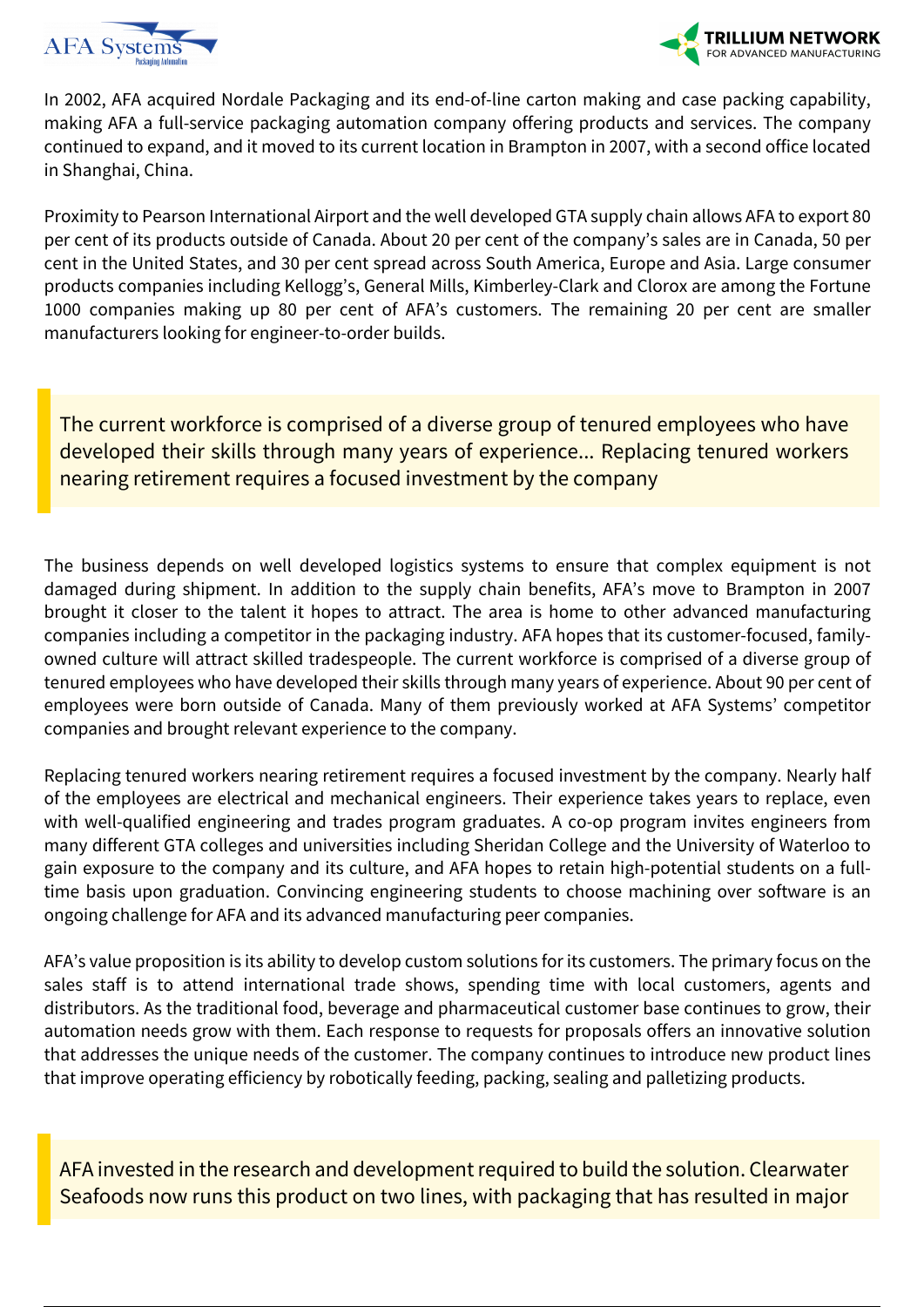In 2002, AFA acquired Nordale Packaging and its end-of-line carton making and case packing capability, making AFA a full-service packaging automation company offering products and services. The company continued to expand, and it moved to its current location in Brampton in 2007, with a second office located in Shanghai, China.

Proximity to Pearson International Airport and the well developed GTA supply chain allows AFA to export 80 per cent of its products outside of Canada. About 20 per cent of the company's sales are in Canada, 50 per cent in the United States, and 30 per cent spread across South America, Europe and Asia. Large consumer products companies including Kellogg's, General Mills, Kimberley-Clark and Clorox are among the Fortune 1000 companies making up 80 per cent of AFA's customers. The remaining 20 per cent are smaller manufacturers looking for engineer-to-order builds.

> The current workforce is comprised of a diverse group of tenured employees who have developed their skills through many years of experience... Replacing tenured workers nearing retirement requires a focused investment by the company

The business depends on well developed logistics systems to ensure that complex equipment is not damaged during shipment. In addition to the supply chain benefits, AFA's move to Brampton in 2007 brought it closer to the talent it hopes to attract. The area is home to other advanced manufacturing companies including a competitor in the packaging industry. AFA hopes that its customer-focused, family-owned culture will attract skilled tradespeople. The current workforce is comprised of a diverse group of tenured employees who have developed their skills through many years of experience. About 90 per cent of employees were born outside of Canada. Many of them previously worked at AFA Systems' competitor companies and brought relevant experience to the company.

Replacing tenured workers nearing retirement requires a focused investment by the company. Nearly half of the employees are electrical and mechanical engineers. Their experience takes years to replace, even with well-qualified engineering and trades program graduates. A co-op program invites engineers from many different GTA colleges and universities including Sheridan College and the University of Waterloo to gain exposure to the company and its culture, and AFA hopes to retain high-potential students on a full-time basis upon graduation. Convincing engineering students to choose machining over software is an ongoing challenge for AFA and its advanced manufacturing peer companies.

AFA's value proposition is its ability to develop custom solutions for its customers. The primary focus on the sales staff is to attend international trade shows, spending time with local customers, agents and distributors. As the traditional food, beverage and pharmaceutical customer base continues to grow, their automation needs grow with them. Each response to requests for proposals offers an innovative solution that addresses the unique needs of the customer. The company continues to introduce new product lines that improve operating efficiency by robotically feeding, packing, sealing and palletizing products.

> AFA invested in the research and development required to build the solution. Clearwater Seafoods now runs this product on two lines, with packaging that has resulted in major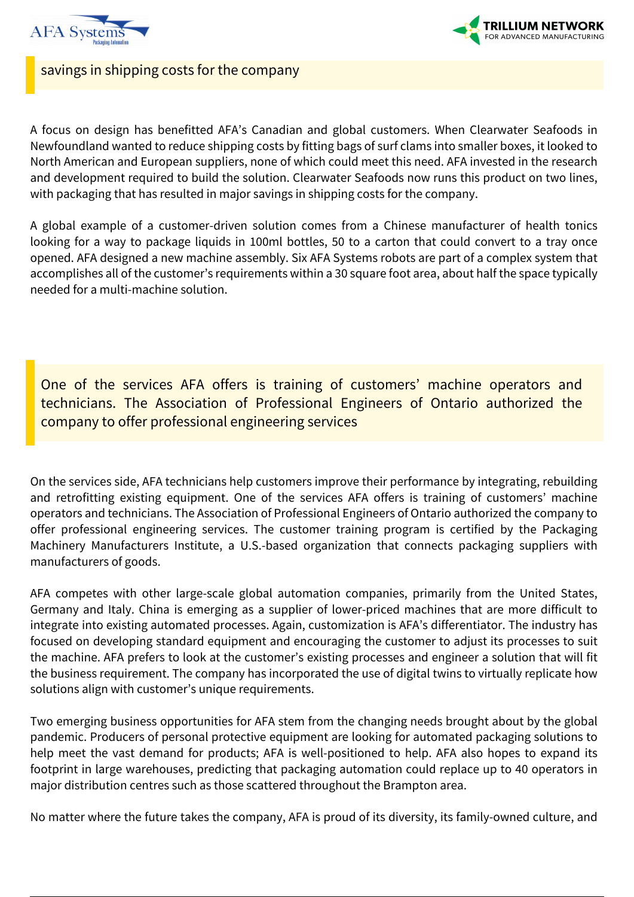> savings in shipping costs for the company

A focus on design has benefitted AFA's Canadian and global customers. When Clearwater Seafoods in Newfoundland wanted to reduce shipping costs by fitting bags of surf clams into smaller boxes, it looked to North American and European suppliers, none of which could meet this need. AFA invested in the research and development required to build the solution. Clearwater Seafoods now runs this product on two lines, with packaging that has resulted in major savings in shipping costs for the company.

A global example of a customer-driven solution comes from a Chinese manufacturer of health tonics looking for a way to package liquids in 100ml bottles, 50 to a carton that could convert to a tray once opened. AFA designed a new machine assembly. Six AFA Systems robots are part of a complex system that accomplishes all of the customer's requirements within a 30 square foot area, about half the space typically needed for a multi-machine solution.

> One of the services AFA offers is training of customers' machine operators and technicians. The Association of Professional Engineers of Ontario authorized the company to offer professional engineering services

On the services side, AFA technicians help customers improve their performance by integrating, rebuilding and retrofitting existing equipment. One of the services AFA offers is training of customers' machine operators and technicians. The Association of Professional Engineers of Ontario authorized the company to offer professional engineering services. The customer training program is certified by the Packaging Machinery Manufacturers Institute, a U.S.-based organization that connects packaging suppliers with manufacturers of goods.

AFA competes with other large-scale global automation companies, primarily from the United States, Germany and Italy. China is emerging as a supplier of lower-priced machines that are more difficult to integrate into existing automated processes. Again, customization is AFA's differentiator. The industry has focused on developing standard equipment and encouraging the customer to adjust its processes to suit the machine. AFA prefers to look at the customer's existing processes and engineer a solution that will fit the business requirement. The company has incorporated the use of digital twins to virtually replicate how solutions align with customer's unique requirements.

Two emerging business opportunities for AFA stem from the changing needs brought about by the global pandemic. Producers of personal protective equipment are looking for automated packaging solutions to help meet the vast demand for products; AFA is well-positioned to help. AFA also hopes to expand its footprint in large warehouses, predicting that packaging automation could replace up to 40 operators in major distribution centres such as those scattered throughout the Brampton area.

No matter where the future takes the company, AFA is proud of its diversity, its family-owned culture, and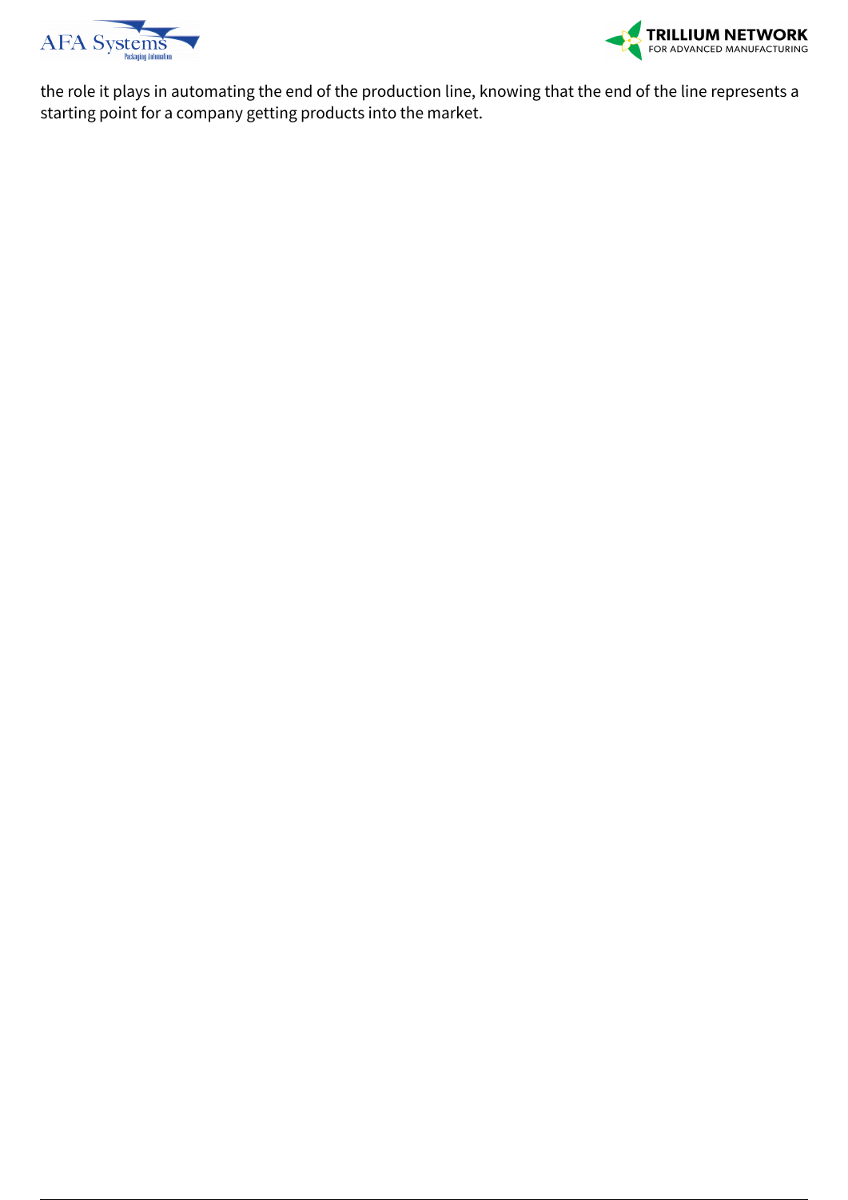the role it plays in automating the end of the production line, knowing that the end of the line represents a starting point for a company getting products into the market.